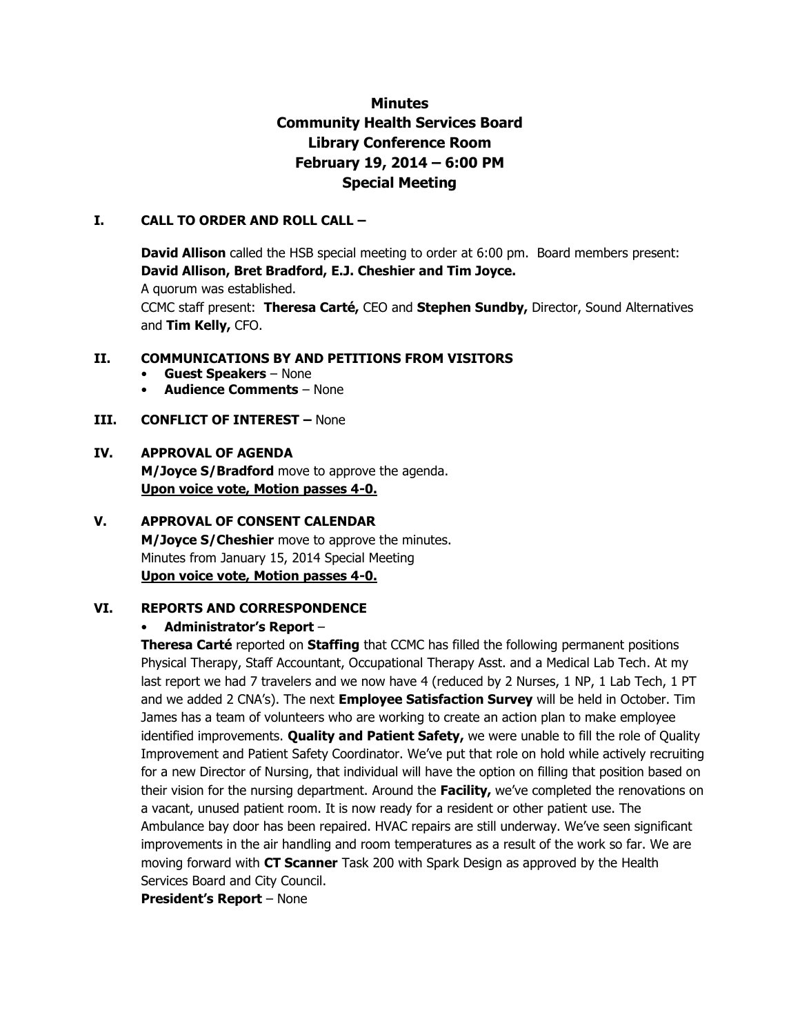# Minutes
# Community Health Services Board
# Library Conference Room
# February 19, 2014 – 6:00 PM
# Special Meeting

## I. CALL TO ORDER AND ROLL CALL –

**David Allison** called the HSB special meeting to order at 6:00 pm. Board members present: **David Allison, Bret Bradford, E.J. Cheshier and Tim Joyce.**

A quorum was established.

CCMC staff present: **Theresa Carté,** CEO and **Stephen Sundby,** Director, Sound Alternatives and **Tim Kelly,** CFO.

## II. COMMUNICATIONS BY AND PETITIONS FROM VISITORS

- **Guest Speakers** – None
- **Audience Comments** – None

## III. CONFLICT OF INTEREST – None

## IV. APPROVAL OF AGENDA

**M/Joyce S/Bradford** move to approve the agenda.
**Upon voice vote, Motion passes 4-0.**

## V. APPROVAL OF CONSENT CALENDAR

**M/Joyce S/Cheshier** move to approve the minutes.
Minutes from January 15, 2014 Special Meeting
**Upon voice vote, Motion passes 4-0.**

## VI. REPORTS AND CORRESPONDENCE

- **Administrator's Report** –

**Theresa Carté** reported on **Staffing** that CCMC has filled the following permanent positions Physical Therapy, Staff Accountant, Occupational Therapy Asst. and a Medical Lab Tech. At my last report we had 7 travelers and we now have 4 (reduced by 2 Nurses, 1 NP, 1 Lab Tech, 1 PT and we added 2 CNA's). The next **Employee Satisfaction Survey** will be held in October. Tim James has a team of volunteers who are working to create an action plan to make employee identified improvements. **Quality and Patient Safety,** we were unable to fill the role of Quality Improvement and Patient Safety Coordinator. We've put that role on hold while actively recruiting for a new Director of Nursing, that individual will have the option on filling that position based on their vision for the nursing department. Around the **Facility,** we've completed the renovations on a vacant, unused patient room. It is now ready for a resident or other patient use. The Ambulance bay door has been repaired. HVAC repairs are still underway. We've seen significant improvements in the air handling and room temperatures as a result of the work so far. We are moving forward with **CT Scanner** Task 200 with Spark Design as approved by the Health Services Board and City Council.

**President's Report** – None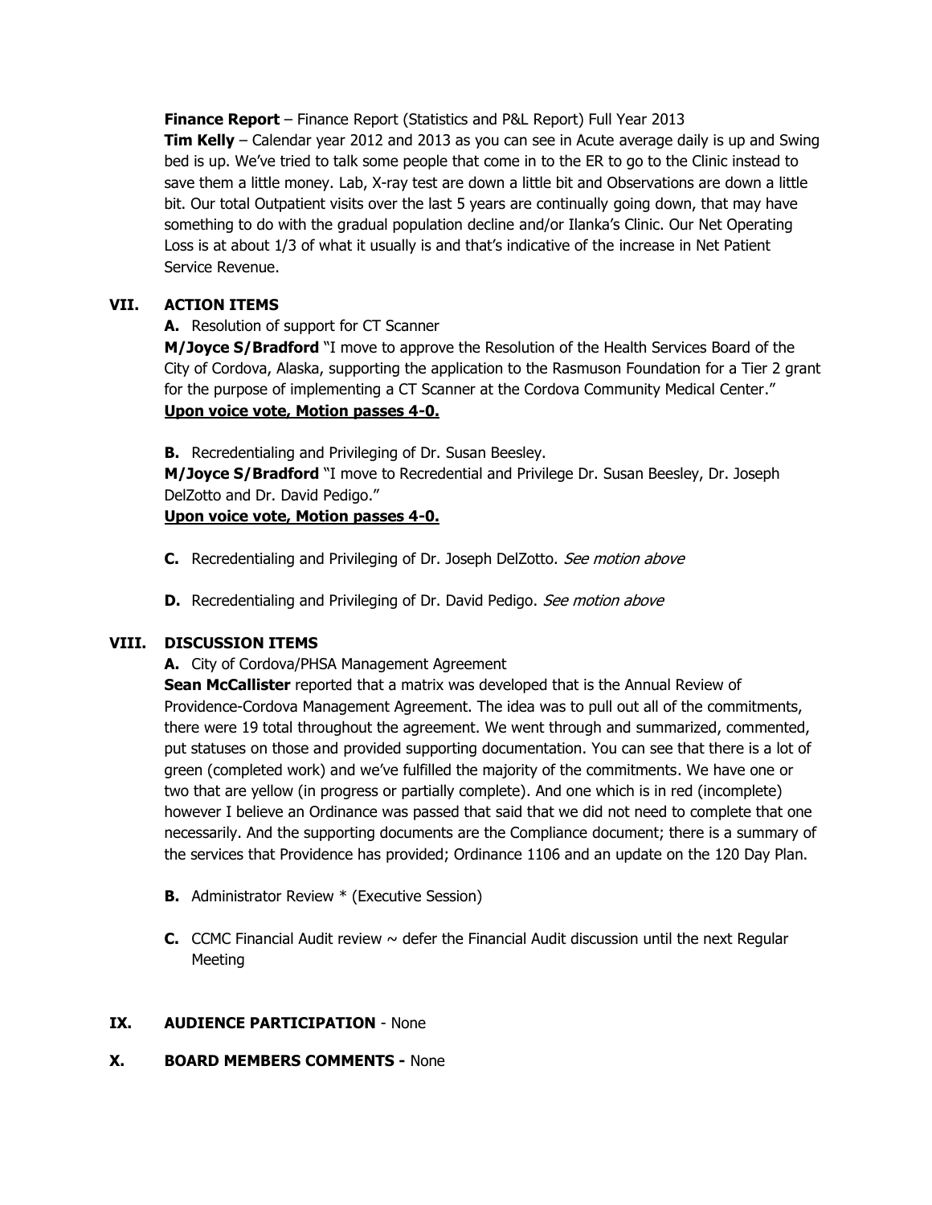**Finance Report** – Finance Report (Statistics and P&L Report) Full Year 2013

**Tim Kelly** – Calendar year 2012 and 2013 as you can see in Acute average daily is up and Swing bed is up. We've tried to talk some people that come in to the ER to go to the Clinic instead to save them a little money. Lab, X-ray test are down a little bit and Observations are down a little bit. Our total Outpatient visits over the last 5 years are continually going down, that may have something to do with the gradual population decline and/or Ilanka's Clinic. Our Net Operating Loss is at about 1/3 of what it usually is and that's indicative of the increase in Net Patient Service Revenue.

## VII. ACTION ITEMS

**A.** Resolution of support for CT Scanner

**M/Joyce S/Bradford** "I move to approve the Resolution of the Health Services Board of the City of Cordova, Alaska, supporting the application to the Rasmuson Foundation for a Tier 2 grant for the purpose of implementing a CT Scanner at the Cordova Community Medical Center."

**Upon voice vote, Motion passes 4-0.**

**B.** Recredentialing and Privileging of Dr. Susan Beesley.

**M/Joyce S/Bradford** "I move to Recredential and Privilege Dr. Susan Beesley, Dr. Joseph DelZotto and Dr. David Pedigo."

**Upon voice vote, Motion passes 4-0.**

**C.** Recredentialing and Privileging of Dr. Joseph DelZotto. *See motion above*

**D.** Recredentialing and Privileging of Dr. David Pedigo. *See motion above*

## VIII. DISCUSSION ITEMS

**A.** City of Cordova/PHSA Management Agreement

**Sean McCallister** reported that a matrix was developed that is the Annual Review of Providence-Cordova Management Agreement. The idea was to pull out all of the commitments, there were 19 total throughout the agreement. We went through and summarized, commented, put statuses on those and provided supporting documentation. You can see that there is a lot of green (completed work) and we've fulfilled the majority of the commitments. We have one or two that are yellow (in progress or partially complete). And one which is in red (incomplete) however I believe an Ordinance was passed that said that we did not need to complete that one necessarily. And the supporting documents are the Compliance document; there is a summary of the services that Providence has provided; Ordinance 1106 and an update on the 120 Day Plan.

**B.** Administrator Review * (Executive Session)

**C.** CCMC Financial Audit review ~ defer the Financial Audit discussion until the next Regular Meeting

## IX. AUDIENCE PARTICIPATION - None

## X. BOARD MEMBERS COMMENTS - None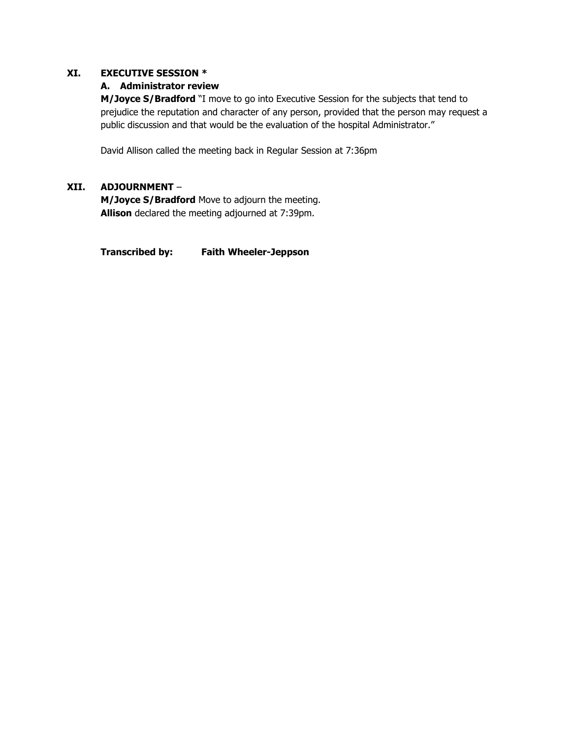## XI. EXECUTIVE SESSION *

### A. Administrator review

**M/Joyce S/Bradford** "I move to go into Executive Session for the subjects that tend to prejudice the reputation and character of any person, provided that the person may request a public discussion and that would be the evaluation of the hospital Administrator."

David Allison called the meeting back in Regular Session at 7:36pm

## XII. ADJOURNMENT –

**M/Joyce S/Bradford** Move to adjourn the meeting.
**Allison** declared the meeting adjourned at 7:39pm.

**Transcribed by:** **Faith Wheeler-Jeppson**